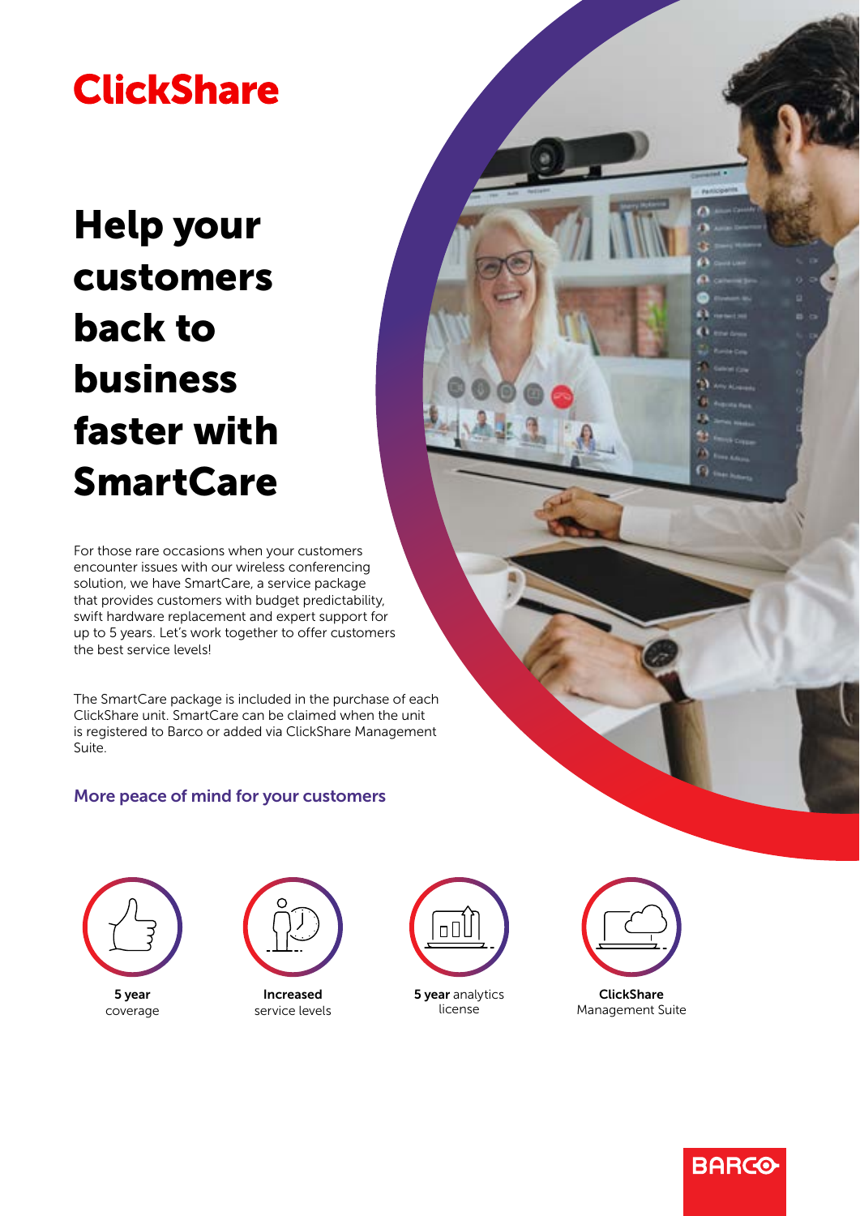# ClickShare

# Help your customers back to business faster with SmartCare

For those rare occasions when your customers encounter issues with our wireless conferencing solution, we have SmartCare, a service package that provides customers with budget predictability, swift hardware replacement and expert support for up to 5 years. Let's work together to offer customers the best service levels!

The SmartCare package is included in the purchase of each ClickShare unit. SmartCare can be claimed when the unit is registered to Barco or added via ClickShare Management Suite.

## More peace of mind for your customers

- **5 year** coverage
- **Increased** service levels
- **5 year** analytics license
- **ClickShare** Management Suite

BARCO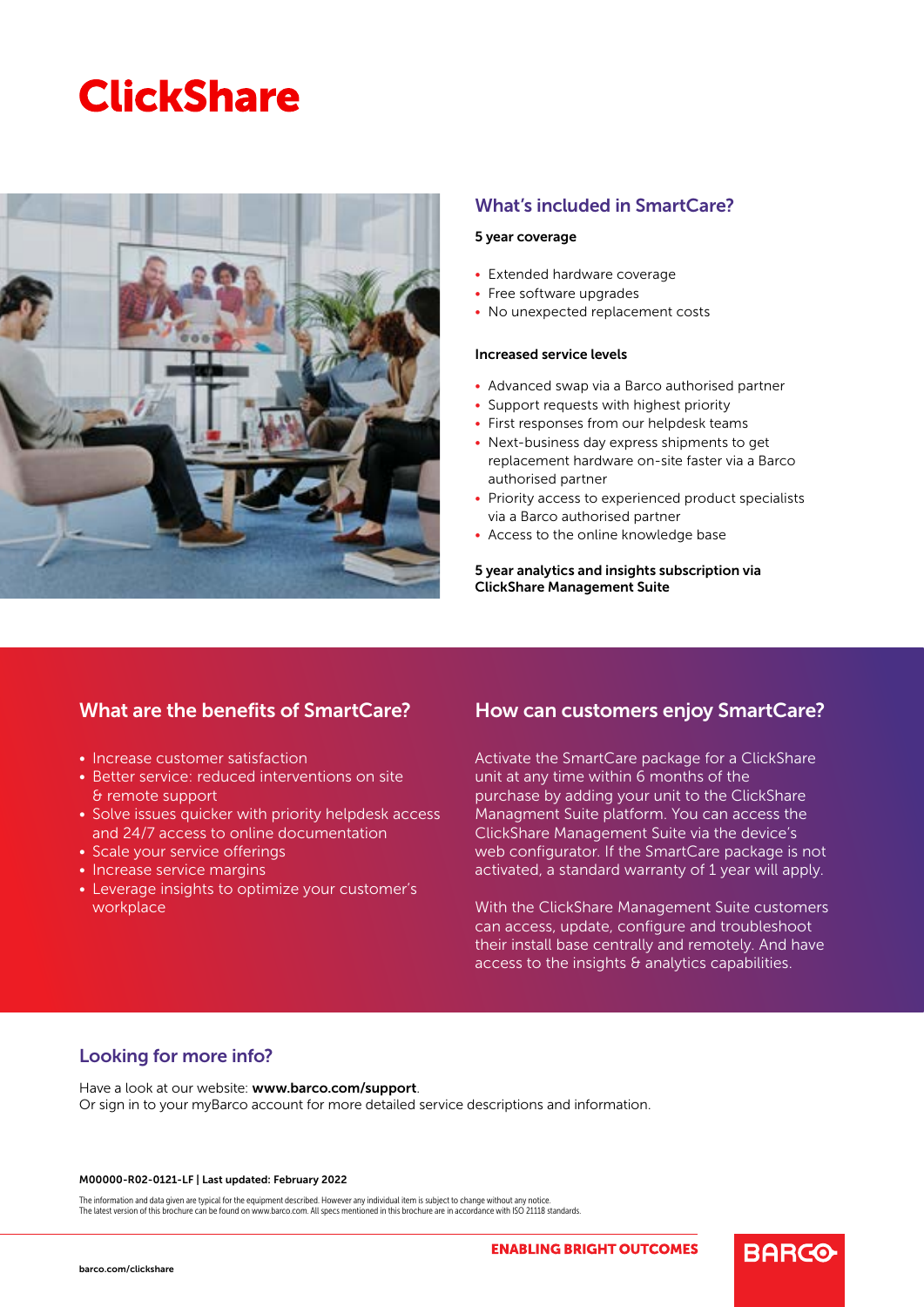# ClickShare

## What's included in SmartCare?

**5 year coverage**

- Extended hardware coverage
- Free software upgrades
- No unexpected replacement costs

**Increased service levels**

- Advanced swap via a Barco authorised partner
- Support requests with highest priority
- First responses from our helpdesk teams
- Next-business day express shipments to get replacement hardware on-site faster via a Barco authorised partner
- Priority access to experienced product specialists via a Barco authorised partner
- Access to the online knowledge base

**5 year analytics and insights subscription via ClickShare Management Suite**

## What are the benefits of SmartCare?

- Increase customer satisfaction
- Better service: reduced interventions on site & remote support
- Solve issues quicker with priority helpdesk access and 24/7 access to online documentation
- Scale your service offerings
- Increase service margins
- Leverage insights to optimize your customer's workplace

## How can customers enjoy SmartCare?

Activate the SmartCare package for a ClickShare unit at any time within 6 months of the purchase by adding your unit to the ClickShare Managment Suite platform. You can access the ClickShare Management Suite via the device's web configurator. If the SmartCare package is not activated, a standard warranty of 1 year will apply.

With the ClickShare Management Suite customers can access, update, configure and troubleshoot their install base centrally and remotely. And have access to the insights & analytics capabilities.

## Looking for more info?

Have a look at our website: **www.barco.com/support**.
Or sign in to your myBarco account for more detailed service descriptions and information.

**M00000-R02-0121-LF | Last updated: February 2022**

The information and data given are typical for the equipment described. However any individual item is subject to change without any notice.
The latest version of this brochure can be found on www.barco.com. All specs mentioned in this brochure are in accordance with ISO 21118 standards.

**ENABLING BRIGHT OUTCOMES**

BARCO

barco.com/clickshare